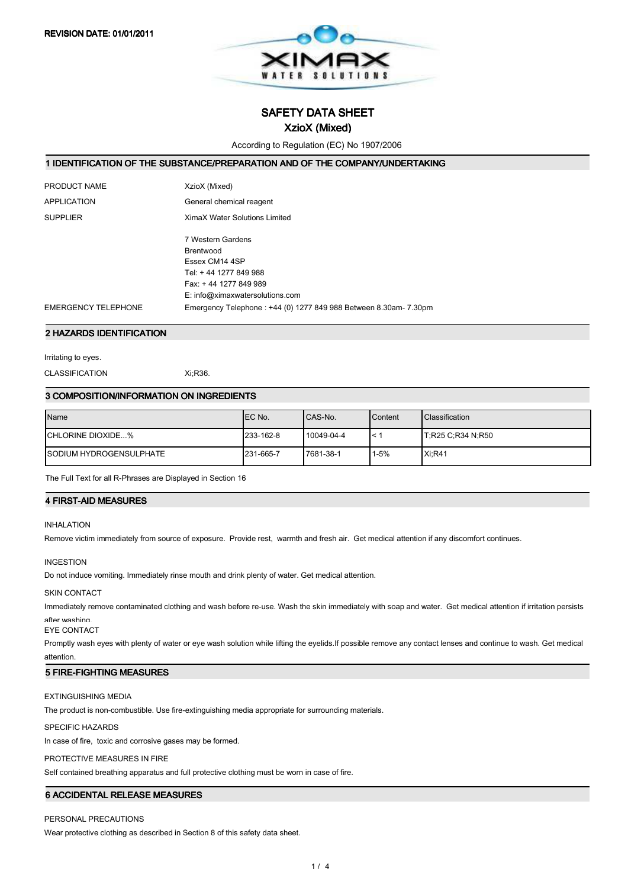REVISION DATE: 01/01/2011

# SAFETY DATA SHEET

## XzioX (Mixed)

According to Regulation (EC) No 1907/2006

## 1 IDENTIFICATION OF THE SUBSTANCE/PREPARATION AND OF THE COMPANY/UNDERTAKING

PRODUCT NAME: XzioX (Mixed)

APPLICATION: General chemical reagent

SUPPLIER: XimaX Water Solutions Limited

7 Western Gardens
Brentwood
Essex CM14 4SP
Tel: + 44 1277 849 988
Fax: + 44 1277 849 989
E: info@ximaxwatersolutions.com

EMERGENCY TELEPHONE: Emergency Telephone : +44 (0) 1277 849 988 Between 8.30am- 7.30pm

## 2 HAZARDS IDENTIFICATION

Irritating to eyes.

CLASSIFICATION: Xi;R36.

## 3 COMPOSITION/INFORMATION ON INGREDIENTS

| Name | EC No. | CAS-No. | Content | Classification |
|---|---|---|---|---|
| CHLORINE DIOXIDE...% | 233-162-8 | 10049-04-4 | < 1 | T;R25 C;R34 N;R50 |
| SODIUM HYDROGENSULPHATE | 231-665-7 | 7681-38-1 | 1-5% | Xi;R41 |

The Full Text for all R-Phrases are Displayed in Section 16

## 4 FIRST-AID MEASURES

INHALATION

Remove victim immediately from source of exposure. Provide rest, warmth and fresh air. Get medical attention if any discomfort continues.

INGESTION

Do not induce vomiting. Immediately rinse mouth and drink plenty of water. Get medical attention.

SKIN CONTACT

Immediately remove contaminated clothing and wash before re-use. Wash the skin immediately with soap and water. Get medical attention if irritation persists after washing.

EYE CONTACT

Promptly wash eyes with plenty of water or eye wash solution while lifting the eyelids.If possible remove any contact lenses and continue to wash. Get medical attention.

## 5 FIRE-FIGHTING MEASURES

EXTINGUISHING MEDIA

The product is non-combustible. Use fire-extinguishing media appropriate for surrounding materials.

SPECIFIC HAZARDS

In case of fire, toxic and corrosive gases may be formed.

PROTECTIVE MEASURES IN FIRE

Self contained breathing apparatus and full protective clothing must be worn in case of fire.

## 6 ACCIDENTAL RELEASE MEASURES

PERSONAL PRECAUTIONS

Wear protective clothing as described in Section 8 of this safety data sheet.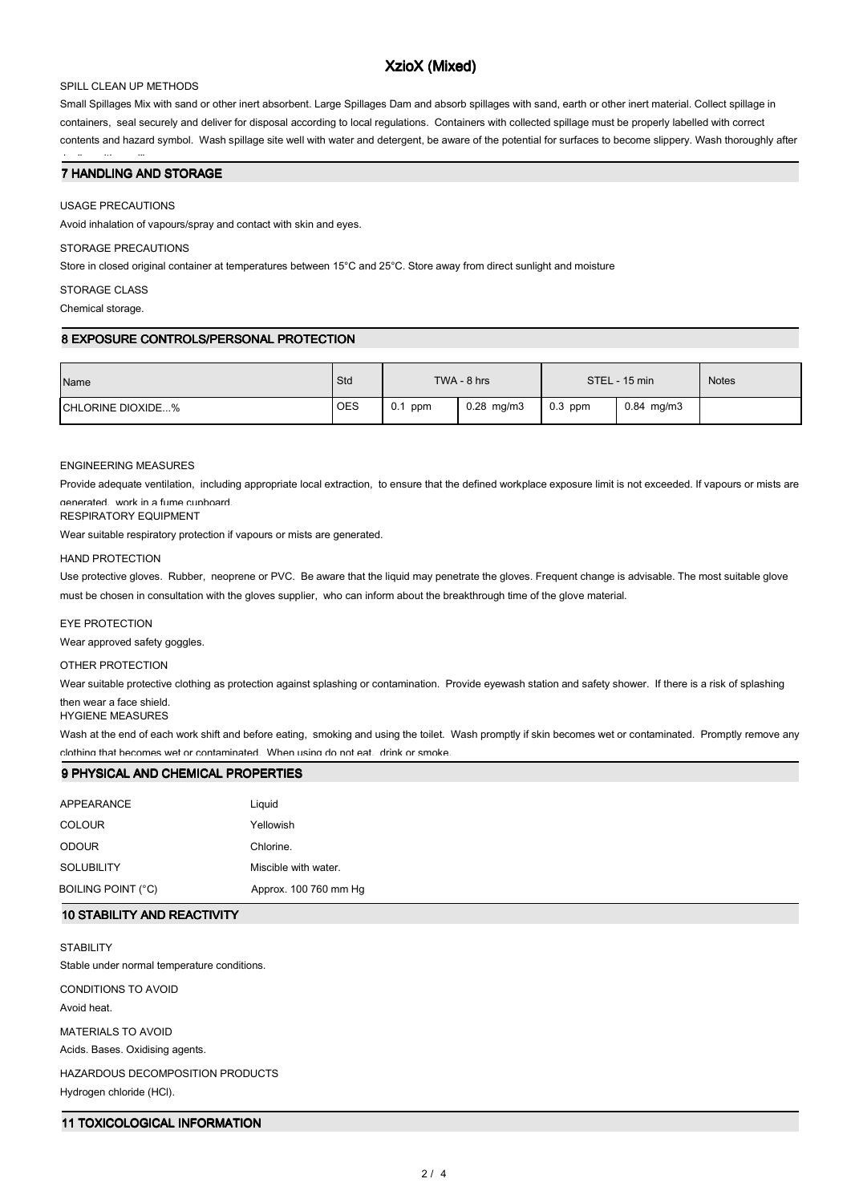SPILL CLEAN UP METHODS

Small Spillages Mix with sand or other inert absorbent. Large Spillages Dam and absorb spillages with sand, earth or other inert material. Collect spillage in containers, seal securely and deliver for disposal according to local regulations. Containers with collected spillage must be properly labelled with correct contents and hazard symbol. Wash spillage site well with water and detergent, be aware of the potential for surfaces to become slippery. Wash thoroughly after handling spillage.

## 7 HANDLING AND STORAGE

USAGE PRECAUTIONS

Avoid inhalation of vapours/spray and contact with skin and eyes.

STORAGE PRECAUTIONS

Store in closed original container at temperatures between 15°C and 25°C. Store away from direct sunlight and moisture

STORAGE CLASS

Chemical storage.

## 8 EXPOSURE CONTROLS/PERSONAL PROTECTION

| Name | Std | TWA - 8 hrs | | STEL - 15 min | | Notes |
|---|---|---|---|---|---|---|
| CHLORINE DIOXIDE...% | OES | 0.1 ppm | 0.28 mg/m3 | 0.3 ppm | 0.84 mg/m3 | |

ENGINEERING MEASURES

Provide adequate ventilation, including appropriate local extraction, to ensure that the defined workplace exposure limit is not exceeded. If vapours or mists are generated, work in a fume cupboard.

RESPIRATORY EQUIPMENT

Wear suitable respiratory protection if vapours or mists are generated.

HAND PROTECTION

Use protective gloves. Rubber, neoprene or PVC. Be aware that the liquid may penetrate the gloves. Frequent change is advisable. The most suitable glove must be chosen in consultation with the gloves supplier, who can inform about the breakthrough time of the glove material.

EYE PROTECTION

Wear approved safety goggles.

OTHER PROTECTION

Wear suitable protective clothing as protection against splashing or contamination. Provide eyewash station and safety shower. If there is a risk of splashing then wear a face shield.

HYGIENE MEASURES

Wash at the end of each work shift and before eating, smoking and using the toilet. Wash promptly if skin becomes wet or contaminated. Promptly remove any clothing that becomes wet or contaminated. When using do not eat, drink or smoke.

## 9 PHYSICAL AND CHEMICAL PROPERTIES

| | |
|---|---|
| APPEARANCE | Liquid |
| COLOUR | Yellowish |
| ODOUR | Chlorine. |
| SOLUBILITY | Miscible with water. |
| BOILING POINT (°C) | Approx. 100 760 mm Hg |

## 10 STABILITY AND REACTIVITY

STABILITY

Stable under normal temperature conditions.

CONDITIONS TO AVOID

Avoid heat.

MATERIALS TO AVOID

Acids. Bases. Oxidising agents.

HAZARDOUS DECOMPOSITION PRODUCTS

Hydrogen chloride (HCl).

## 11 TOXICOLOGICAL INFORMATION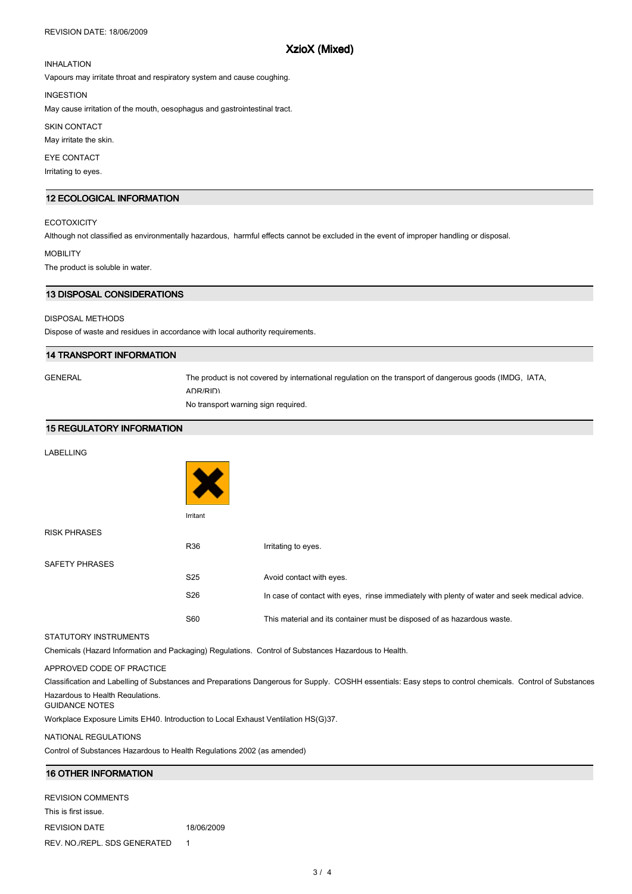INHALATION

Vapours may irritate throat and respiratory system and cause coughing.

INGESTION

May cause irritation of the mouth, oesophagus and gastrointestinal tract.

SKIN CONTACT

May irritate the skin.

EYE CONTACT

Irritating to eyes.

## 12 ECOLOGICAL INFORMATION

ECOTOXICITY

Although not classified as environmentally hazardous, harmful effects cannot be excluded in the event of improper handling or disposal.

MOBILITY

The product is soluble in water.

## 13 DISPOSAL CONSIDERATIONS

DISPOSAL METHODS

Dispose of waste and residues in accordance with local authority requirements.

## 14 TRANSPORT INFORMATION

GENERAL

The product is not covered by international regulation on the transport of dangerous goods (IMDG, IATA, ADR/RID).

No transport warning sign required.

## 15 REGULATORY INFORMATION

LABELLING

Irritant

RISK PHRASES

| | |
|---|---|
| R36 | Irritating to eyes. |

SAFETY PHRASES

| | |
|---|---|
| S25 | Avoid contact with eyes. |
| S26 | In case of contact with eyes, rinse immediately with plenty of water and seek medical advice. |
| S60 | This material and its container must be disposed of as hazardous waste. |

STATUTORY INSTRUMENTS

Chemicals (Hazard Information and Packaging) Regulations. Control of Substances Hazardous to Health.

APPROVED CODE OF PRACTICE

Classification and Labelling of Substances and Preparations Dangerous for Supply. COSHH essentials: Easy steps to control chemicals. Control of Substances Hazardous to Health Regulations.

GUIDANCE NOTES

Workplace Exposure Limits EH40. Introduction to Local Exhaust Ventilation HS(G)37.

NATIONAL REGULATIONS

Control of Substances Hazardous to Health Regulations 2002 (as amended)

## 16 OTHER INFORMATION

REVISION COMMENTS

This is first issue.

| | |
|---|---|
| REVISION DATE | 18/06/2009 |
| REV. NO./REPL. SDS GENERATED | 1 |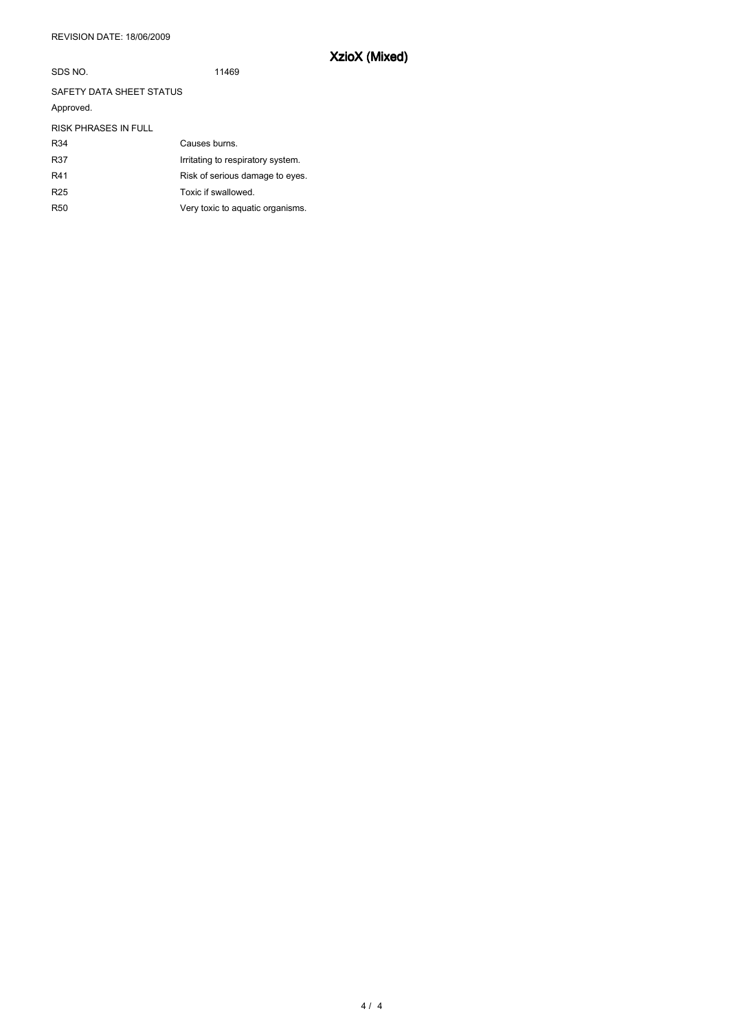REVISION DATE: 18/06/2009

# XzioX (Mixed)

SDS NO. 11469

SAFETY DATA SHEET STATUS

Approved.

RISK PHRASES IN FULL

| | |
|---|---|
| R34 | Causes burns. |
| R37 | Irritating to respiratory system. |
| R41 | Risk of serious damage to eyes. |
| R25 | Toxic if swallowed. |
| R50 | Very toxic to aquatic organisms. |